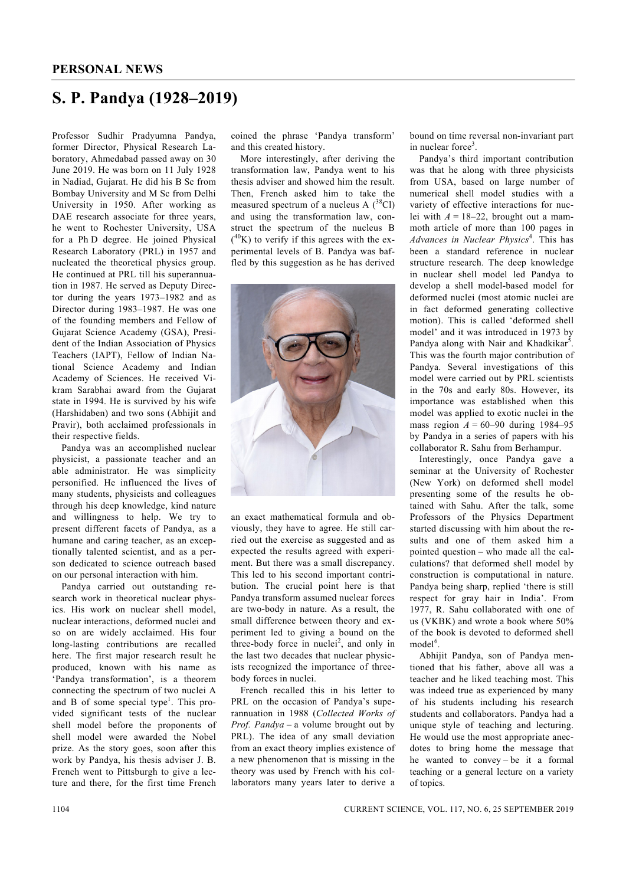## PERSONAL NEWS

# S. P. Pandya (1928–2019)

Professor Sudhir Pradyumna Pandya, former Director, Physical Research Laboratory, Ahmedabad passed away on 30 June 2019. He was born on 11 July 1928 in Nadiad, Gujarat. He did his B Sc from Bombay University and M Sc from Delhi University in 1950. After working as DAE research associate for three years, he went to Rochester University, USA for a Ph D degree. He joined Physical Research Laboratory (PRL) in 1957 and nucleated the theoretical physics group. He continued at PRL till his superannuation in 1987. He served as Deputy Director during the years 1973–1982 and as Director during 1983–1987. He was one of the founding members and Fellow of Gujarat Science Academy (GSA), President of the Indian Association of Physics Teachers (IAPT), Fellow of Indian National Science Academy and Indian Academy of Sciences. He received Vikram Sarabhai award from the Gujarat state in 1994. He is survived by his wife (Harshidaben) and two sons (Abhijit and Pravir), both acclaimed professionals in their respective fields.

Pandya was an accomplished nuclear physicist, a passionate teacher and an able administrator. He was simplicity personified. He influenced the lives of many students, physicists and colleagues through his deep knowledge, kind nature and willingness to help. We try to present different facets of Pandya, as a humane and caring teacher, as an exceptionally talented scientist, and as a person dedicated to science outreach based on our personal interaction with him.

Pandya carried out outstanding research work in theoretical nuclear physics. His work on nuclear shell model, nuclear interactions, deformed nuclei and so on are widely acclaimed. His four long-lasting contributions are recalled here. The first major research result he produced, known with his name as 'Pandya transformation', is a theorem connecting the spectrum of two nuclei A and B of some special type[1]. This provided significant tests of the nuclear shell model before the proponents of shell model were awarded the Nobel prize. As the story goes, soon after this work by Pandya, his thesis adviser J. B. French went to Pittsburgh to give a lecture and there, for the first time French coined the phrase 'Pandya transform' and this created history.

More interestingly, after deriving the transformation law, Pandya went to his thesis adviser and showed him the result. Then, French asked him to take the measured spectrum of a nucleus A ($^{38}$Cl) and using the transformation law, construct the spectrum of the nucleus B ($^{40}$K) to verify if this agrees with the experimental levels of B. Pandya was baffled by this suggestion as he has derived an exact mathematical formula and obviously, they have to agree. He still carried out the exercise as suggested and as expected the results agreed with experiment. But there was a small discrepancy. This led to his second important contribution. The crucial point here is that Pandya transform assumed nuclear forces are two-body in nature. As a result, the small difference between theory and experiment led to giving a bound on the three-body force in nuclei[2], and only in the last two decades that nuclear physicists recognized the importance of three-body forces in nuclei.

French recalled this in his letter to PRL on the occasion of Pandya's superannuation in 1988 (*Collected Works of Prof. Pandya* – a volume brought out by PRL). The idea of any small deviation from an exact theory implies existence of a new phenomenon that is missing in the theory was used by French with his collaborators many years later to derive a bound on time reversal non-invariant part in nuclear force[3].

Pandya's third important contribution was that he along with three physicists from USA, based on large number of numerical shell model studies with a variety of effective interactions for nuclei with $A = 18–22$, brought out a mammoth article of more than 100 pages in *Advances in Nuclear Physics*[4]. This has been a standard reference in nuclear structure research. The deep knowledge in nuclear shell model led Pandya to develop a shell model-based model for deformed nuclei (most atomic nuclei are in fact deformed generating collective motion). This is called 'deformed shell model' and it was introduced in 1973 by Pandya along with Nair and Khadkikar[5]. This was the fourth major contribution of Pandya. Several investigations of this model were carried out by PRL scientists in the 70s and early 80s. However, its importance was established when this model was applied to exotic nuclei in the mass region $A = 60–90$ during 1984–95 by Pandya in a series of papers with his collaborator R. Sahu from Berhampur.

Interestingly, once Pandya gave a seminar at the University of Rochester (New York) on deformed shell model presenting some of the results he obtained with Sahu. After the talk, some Professors of the Physics Department started discussing with him about the results and one of them asked him a pointed question – who made all the calculations? that deformed shell model by construction is computational in nature. Pandya being sharp, replied 'there is still respect for gray hair in India'. From 1977, R. Sahu collaborated with one of us (VKBK) and wrote a book where 50% of the book is devoted to deformed shell model[6].

Abhijit Pandya, son of Pandya mentioned that his father, above all was a teacher and he liked teaching most. This was indeed true as experienced by many of his students including his research students and collaborators. Pandya had a unique style of teaching and lecturing. He would use the most appropriate anecdotes to bring home the message that he wanted to convey – be it a formal teaching or a general lecture on a variety of topics.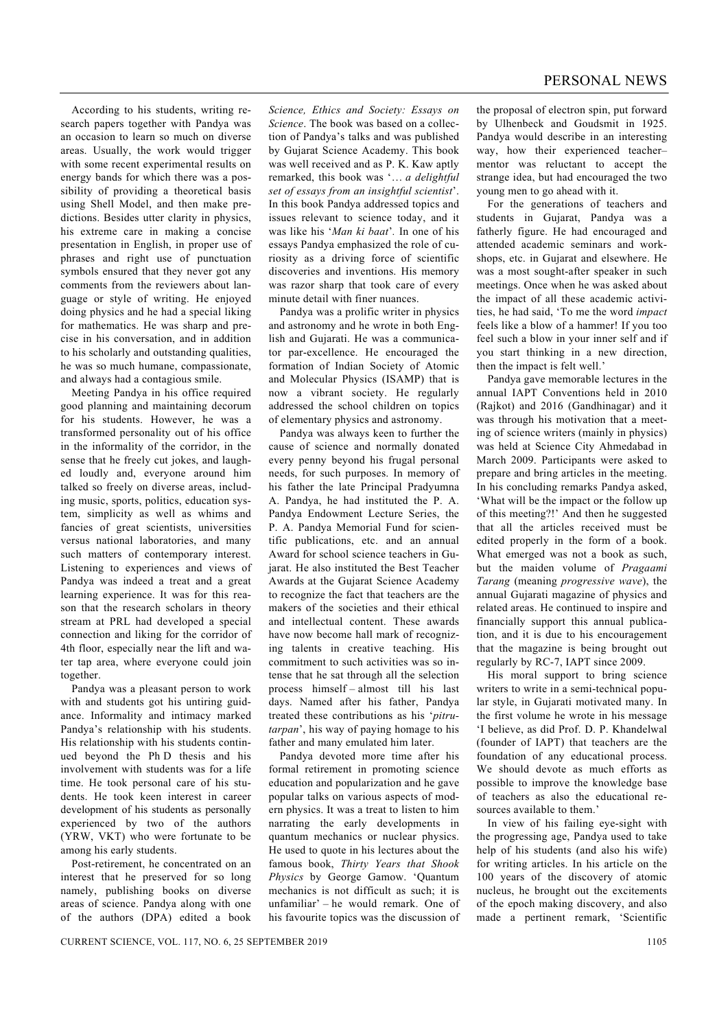According to his students, writing research papers together with Pandya was an occasion to learn so much on diverse areas. Usually, the work would trigger with some recent experimental results on energy bands for which there was a possibility of providing a theoretical basis using Shell Model, and then make predictions. Besides utter clarity in physics, his extreme care in making a concise presentation in English, in proper use of phrases and right use of punctuation symbols ensured that they never got any comments from the reviewers about language or style of writing. He enjoyed doing physics and he had a special liking for mathematics. He was sharp and precise in his conversation, and in addition to his scholarly and outstanding qualities, he was so much humane, compassionate, and always had a contagious smile.

Meeting Pandya in his office required good planning and maintaining decorum for his students. However, he was a transformed personality out of his office in the informality of the corridor, in the sense that he freely cut jokes, and laughed loudly and, everyone around him talked so freely on diverse areas, including music, sports, politics, education system, simplicity as well as whims and fancies of great scientists, universities versus national laboratories, and many such matters of contemporary interest. Listening to experiences and views of Pandya was indeed a treat and a great learning experience. It was for this reason that the research scholars in theory stream at PRL had developed a special connection and liking for the corridor of 4th floor, especially near the lift and water tap area, where everyone could join together.

Pandya was a pleasant person to work with and students got his untiring guidance. Informality and intimacy marked Pandya's relationship with his students. His relationship with his students continued beyond the Ph D thesis and his involvement with students was for a life time. He took personal care of his students. He took keen interest in career development of his students as personally experienced by two of the authors (YRW, VKT) who were fortunate to be among his early students.

Post-retirement, he concentrated on an interest that he preserved for so long namely, publishing books on diverse areas of science. Pandya along with one of the authors (DPA) edited a book *Science, Ethics and Society: Essays on Science*. The book was based on a collection of Pandya's talks and was published by Gujarat Science Academy. This book was well received and as P. K. Kaw aptly remarked, this book was '*… a delightful set of essays from an insightful scientist*'. In this book Pandya addressed topics and issues relevant to science today, and it was like his '*Man ki baat*'. In one of his essays Pandya emphasized the role of curiosity as a driving force of scientific discoveries and inventions. His memory was razor sharp that took care of every minute detail with finer nuances.

Pandya was a prolific writer in physics and astronomy and he wrote in both English and Gujarati. He was a communicator par-excellence. He encouraged the formation of Indian Society of Atomic and Molecular Physics (ISAMP) that is now a vibrant society. He regularly addressed the school children on topics of elementary physics and astronomy.

Pandya was always keen to further the cause of science and normally donated every penny beyond his frugal personal needs, for such purposes. In memory of his father the late Principal Pradyumna A. Pandya, he had instituted the P. A. Pandya Endowment Lecture Series, the P. A. Pandya Memorial Fund for scientific publications, etc. and an annual Award for school science teachers in Gujarat. He also instituted the Best Teacher Awards at the Gujarat Science Academy to recognize the fact that teachers are the makers of the societies and their ethical and intellectual content. These awards have now become hall mark of recognizing talents in creative teaching. His commitment to such activities was so intense that he sat through all the selection process himself – almost till his last days. Named after his father, Pandya treated these contributions as his '*pitrutarpan*', his way of paying homage to his father and many emulated him later.

Pandya devoted more time after his formal retirement in promoting science education and popularization and he gave popular talks on various aspects of modern physics. It was a treat to listen to him narrating the early developments in quantum mechanics or nuclear physics. He used to quote in his lectures about the famous book, *Thirty Years that Shook Physics* by George Gamow. 'Quantum mechanics is not difficult as such; it is unfamiliar' – he would remark. One of his favourite topics was the discussion of the proposal of electron spin, put forward by Ulhenbeck and Goudsmit in 1925. Pandya would describe in an interesting way, how their experienced teacher–mentor was reluctant to accept the strange idea, but had encouraged the two young men to go ahead with it.

For the generations of teachers and students in Gujarat, Pandya was a fatherly figure. He had encouraged and attended academic seminars and workshops, etc. in Gujarat and elsewhere. He was a most sought-after speaker in such meetings. Once when he was asked about the impact of all these academic activities, he had said, 'To me the word *impact* feels like a blow of a hammer! If you too feel such a blow in your inner self and if you start thinking in a new direction, then the impact is felt well.'

Pandya gave memorable lectures in the annual IAPT Conventions held in 2010 (Rajkot) and 2016 (Gandhinagar) and it was through his motivation that a meeting of science writers (mainly in physics) was held at Science City Ahmedabad in March 2009. Participants were asked to prepare and bring articles in the meeting. In his concluding remarks Pandya asked, 'What will be the impact or the follow up of this meeting?!' And then he suggested that all the articles received must be edited properly in the form of a book. What emerged was not a book as such, but the maiden volume of *Pragaami Tarang* (meaning *progressive wave*), the annual Gujarati magazine of physics and related areas. He continued to inspire and financially support this annual publication, and it is due to his encouragement that the magazine is being brought out regularly by RC-7, IAPT since 2009.

His moral support to bring science writers to write in a semi-technical popular style, in Gujarati motivated many. In the first volume he wrote in his message 'I believe, as did Prof. D. P. Khandelwal (founder of IAPT) that teachers are the foundation of any educational process. We should devote as much efforts as possible to improve the knowledge base of teachers as also the educational resources available to them.'

In view of his failing eye-sight with the progressing age, Pandya used to take help of his students (and also his wife) for writing articles. In his article on the 100 years of the discovery of atomic nucleus, he brought out the excitements of the epoch making discovery, and also made a pertinent remark, 'Scientific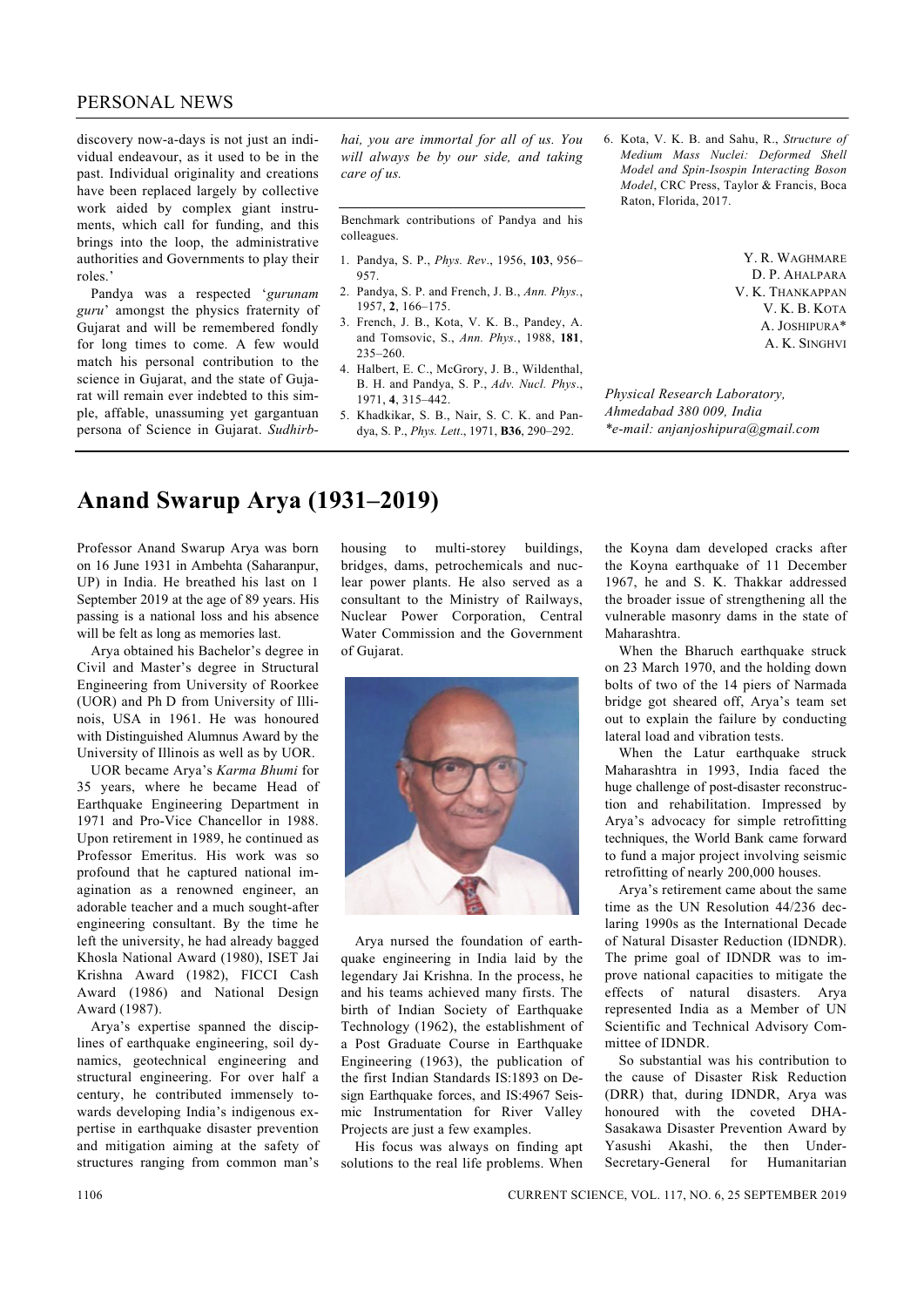discovery now-a-days is not just an individual endeavour, as it used to be in the past. Individual originality and creations have been replaced largely by collective work aided by complex giant instruments, which call for funding, and this brings into the loop, the administrative authorities and Governments to play their roles.'

Pandya was a respected '*gurunam guru*' amongst the physics fraternity of Gujarat and will be remembered fondly for long times to come. A few would match his personal contribution to the science in Gujarat, and the state of Gujarat will remain ever indebted to this simple, affable, unassuming yet gargantuan persona of Science in Gujarat. *Sudhirbhai, you are immortal for all of us. You will always be by our side, and taking care of us.*

Benchmark contributions of Pandya and his colleagues.

1. Pandya, S. P., *Phys. Rev*., 1956, **103**, 956–957.
2. Pandya, S. P. and French, J. B., *Ann. Phys.*, 1957, **2**, 166–175.
3. French, J. B., Kota, V. K. B., Pandey, A. and Tomsovic, S., *Ann. Phys.*, 1988, **181**, 235–260.
4. Halbert, E. C., McGrory, J. B., Wildenthal, B. H. and Pandya, S. P., *Adv. Nucl. Phys*., 1971, **4**, 315–442.
5. Khadkikar, S. B., Nair, S. C. K. and Pandya, S. P., *Phys. Lett*., 1971, **B36**, 290–292.
6. Kota, V. K. B. and Sahu, R., *Structure of Medium Mass Nuclei: Deformed Shell Model and Spin-Isospin Interacting Boson Model*, CRC Press, Taylor & Francis, Boca Raton, Florida, 2017.

Y. R. WAGHMARE
D. P. AHALPARA
V. K. THANKAPPAN
V. K. B. KOTA
A. JOSHIPURA*
A. K. SINGHVI

*Physical Research Laboratory,*
*Ahmedabad 380 009, India*
*\*e-mail: anjanjoshipura@gmail.com*

# Anand Swarup Arya (1931–2019)

Professor Anand Swarup Arya was born on 16 June 1931 in Ambehta (Saharanpur, UP) in India. He breathed his last on 1 September 2019 at the age of 89 years. His passing is a national loss and his absence will be felt as long as memories last.

Arya obtained his Bachelor's degree in Civil and Master's degree in Structural Engineering from University of Roorkee (UOR) and Ph D from University of Illinois, USA in 1961. He was honoured with Distinguished Alumnus Award by the University of Illinois as well as by UOR.

UOR became Arya's *Karma Bhumi* for 35 years, where he became Head of Earthquake Engineering Department in 1971 and Pro-Vice Chancellor in 1988. Upon retirement in 1989, he continued as Professor Emeritus. His work was so profound that he captured national imagination as a renowned engineer, an adorable teacher and a much sought-after engineering consultant. By the time he left the university, he had already bagged Khosla National Award (1980), ISET Jai Krishna Award (1982), FICCI Cash Award (1986) and National Design Award (1987).

Arya's expertise spanned the disciplines of earthquake engineering, soil dynamics, geotechnical engineering and structural engineering. For over half a century, he contributed immensely towards developing India's indigenous expertise in earthquake disaster prevention and mitigation aiming at the safety of structures ranging from common man's housing to multi-storey buildings, bridges, dams, petrochemicals and nuclear power plants. He also served as a consultant to the Ministry of Railways, Nuclear Power Corporation, Central Water Commission and the Government of Gujarat.

Arya nursed the foundation of earthquake engineering in India laid by the legendary Jai Krishna. In the process, he and his teams achieved many firsts. The birth of Indian Society of Earthquake Technology (1962), the establishment of a Post Graduate Course in Earthquake Engineering (1963), the publication of the first Indian Standards IS:1893 on Design Earthquake forces, and IS:4967 Seismic Instrumentation for River Valley Projects are just a few examples.

His focus was always on finding apt solutions to the real life problems. When the Koyna dam developed cracks after the Koyna earthquake of 11 December 1967, he and S. K. Thakkar addressed the broader issue of strengthening all the vulnerable masonry dams in the state of Maharashtra.

When the Bharuch earthquake struck on 23 March 1970, and the holding down bolts of two of the 14 piers of Narmada bridge got sheared off, Arya's team set out to explain the failure by conducting lateral load and vibration tests.

When the Latur earthquake struck Maharashtra in 1993, India faced the huge challenge of post-disaster reconstruction and rehabilitation. Impressed by Arya's advocacy for simple retrofitting techniques, the World Bank came forward to fund a major project involving seismic retrofitting of nearly 200,000 houses.

Arya's retirement came about the same time as the UN Resolution 44/236 declaring 1990s as the International Decade of Natural Disaster Reduction (IDNDR). The prime goal of IDNDR was to improve national capacities to mitigate the effects of natural disasters. Arya represented India as a Member of UN Scientific and Technical Advisory Committee of IDNDR.

So substantial was his contribution to the cause of Disaster Risk Reduction (DRR) that, during IDNDR, Arya was honoured with the coveted DHA-Sasakawa Disaster Prevention Award by Yasushi Akashi, the then Under-Secretary-General for Humanitarian